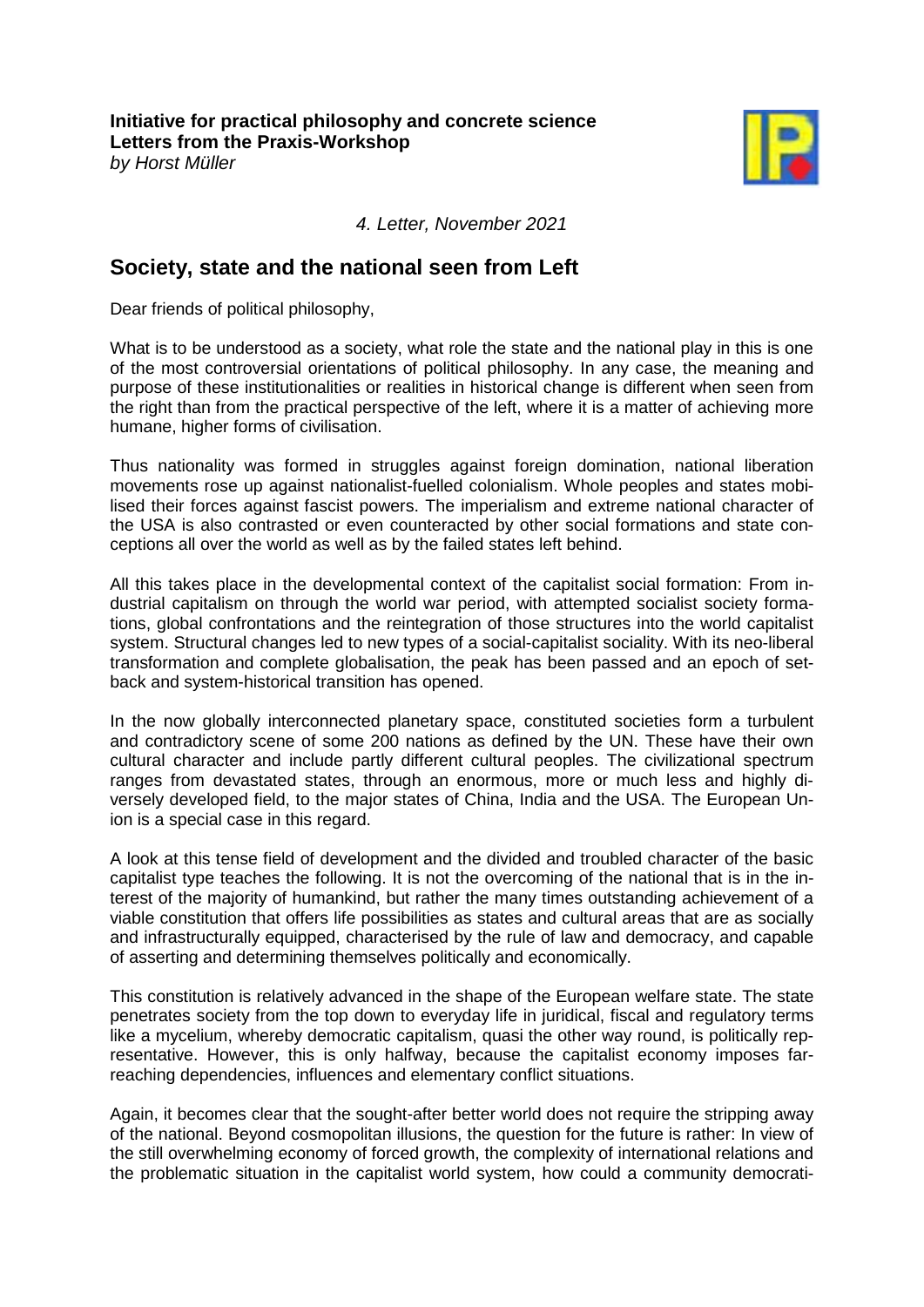**Initiative for practical philosophy and concrete science**
**Letters from the Praxis-Workshop**
*by Horst Müller*

*4. Letter, November 2021*

## Society, state and the national seen from Left

Dear friends of political philosophy,

What is to be understood as a society, what role the state and the national play in this is one of the most controversial orientations of political philosophy. In any case, the meaning and purpose of these institutionalities or realities in historical change is different when seen from the right than from the practical perspective of the left, where it is a matter of achieving more humane, higher forms of civilisation.

Thus nationality was formed in struggles against foreign domination, national liberation movements rose up against nationalist-fuelled colonialism. Whole peoples and states mobilised their forces against fascist powers. The imperialism and extreme national character of the USA is also contrasted or even counteracted by other social formations and state conceptions all over the world as well as by the failed states left behind.

All this takes place in the developmental context of the capitalist social formation: From industrial capitalism on through the world war period, with attempted socialist society formations, global confrontations and the reintegration of those structures into the world capitalist system. Structural changes led to new types of a social-capitalist sociality. With its neo-liberal transformation and complete globalisation, the peak has been passed and an epoch of setback and system-historical transition has opened.

In the now globally interconnected planetary space, constituted societies form a turbulent and contradictory scene of some 200 nations as defined by the UN. These have their own cultural character and include partly different cultural peoples. The civilizational spectrum ranges from devastated states, through an enormous, more or much less and highly diversely developed field, to the major states of China, India and the USA. The European Union is a special case in this regard.

A look at this tense field of development and the divided and troubled character of the basic capitalist type teaches the following. It is not the overcoming of the national that is in the interest of the majority of humankind, but rather the many times outstanding achievement of a viable constitution that offers life possibilities as states and cultural areas that are as socially and infrastructurally equipped, characterised by the rule of law and democracy, and capable of asserting and determining themselves politically and economically.

This constitution is relatively advanced in the shape of the European welfare state. The state penetrates society from the top down to everyday life in juridical, fiscal and regulatory terms like a mycelium, whereby democratic capitalism, quasi the other way round, is politically representative. However, this is only halfway, because the capitalist economy imposes far-reaching dependencies, influences and elementary conflict situations.

Again, it becomes clear that the sought-after better world does not require the stripping away of the national. Beyond cosmopolitan illusions, the question for the future is rather: In view of the still overwhelming economy of forced growth, the complexity of international relations and the problematic situation in the capitalist world system, how could a community democrati-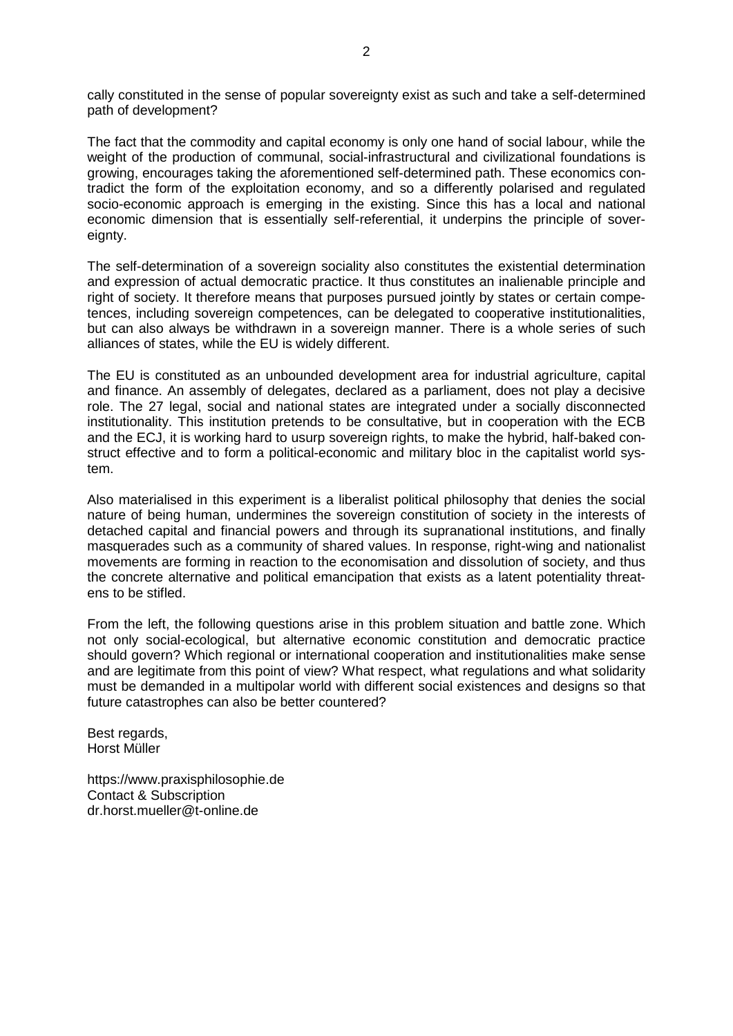cally constituted in the sense of popular sovereignty exist as such and take a self-determined path of development?

The fact that the commodity and capital economy is only one hand of social labour, while the weight of the production of communal, social-infrastructural and civilizational foundations is growing, encourages taking the aforementioned self-determined path. These economics contradict the form of the exploitation economy, and so a differently polarised and regulated socio-economic approach is emerging in the existing. Since this has a local and national economic dimension that is essentially self-referential, it underpins the principle of sovereignty.

The self-determination of a sovereign sociality also constitutes the existential determination and expression of actual democratic practice. It thus constitutes an inalienable principle and right of society. It therefore means that purposes pursued jointly by states or certain competences, including sovereign competences, can be delegated to cooperative institutionalities, but can also always be withdrawn in a sovereign manner. There is a whole series of such alliances of states, while the EU is widely different.

The EU is constituted as an unbounded development area for industrial agriculture, capital and finance. An assembly of delegates, declared as a parliament, does not play a decisive role. The 27 legal, social and national states are integrated under a socially disconnected institutionality. This institution pretends to be consultative, but in cooperation with the ECB and the ECJ, it is working hard to usurp sovereign rights, to make the hybrid, half-baked construct effective and to form a political-economic and military bloc in the capitalist world system.

Also materialised in this experiment is a liberalist political philosophy that denies the social nature of being human, undermines the sovereign constitution of society in the interests of detached capital and financial powers and through its supranational institutions, and finally masquerades such as a community of shared values. In response, right-wing and nationalist movements are forming in reaction to the economisation and dissolution of society, and thus the concrete alternative and political emancipation that exists as a latent potentiality threatens to be stifled.

From the left, the following questions arise in this problem situation and battle zone. Which not only social-ecological, but alternative economic constitution and democratic practice should govern? Which regional or international cooperation and institutionalities make sense and are legitimate from this point of view? What respect, what regulations and what solidarity must be demanded in a multipolar world with different social existences and designs so that future catastrophes can also be better countered?

Best regards,
Horst Müller

https://www.praxisphilosophie.de
Contact & Subscription
dr.horst.mueller@t-online.de